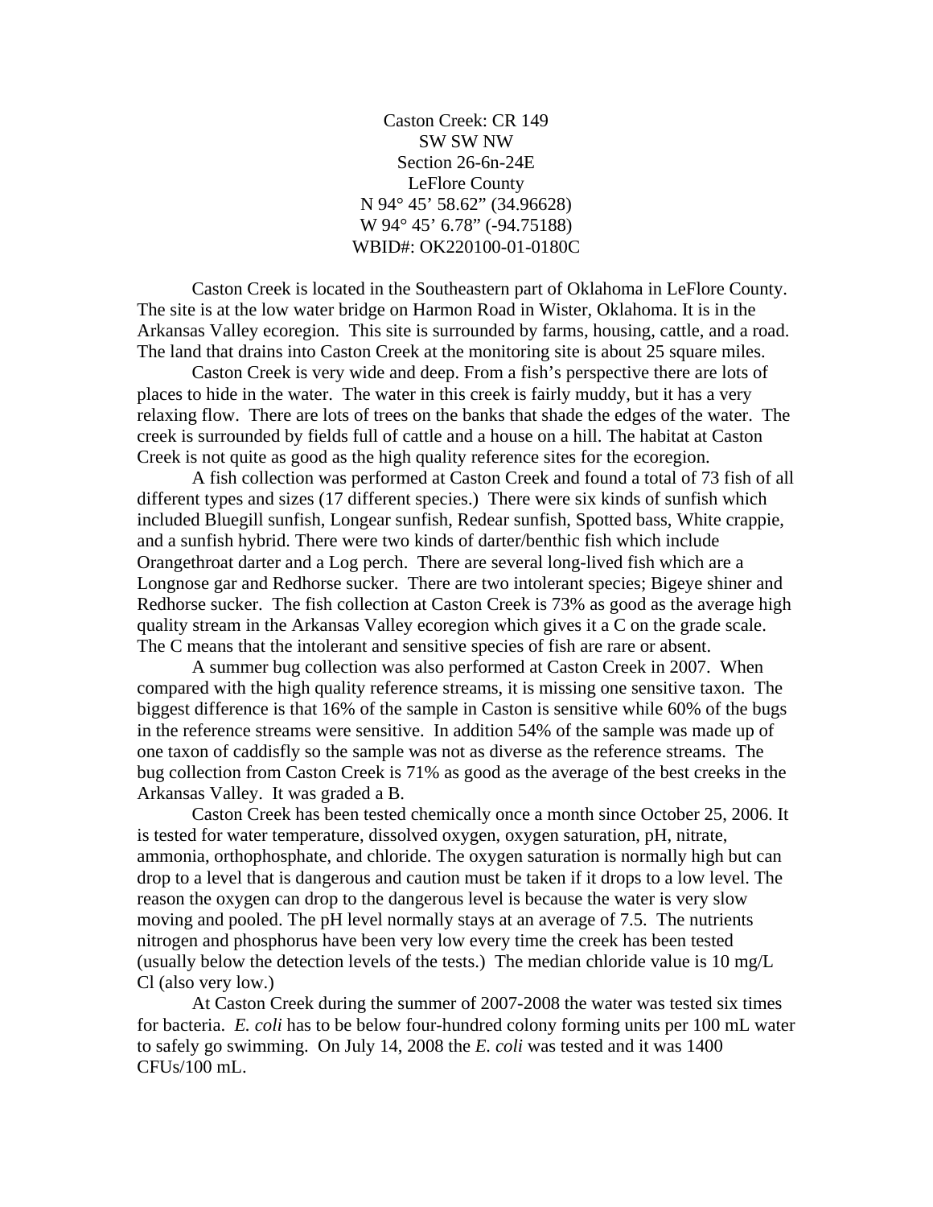Caston Creek: CR 149  
SW SW NW  
Section 26-6n-24E  
LeFlore County  
N 94° 45' 58.62" (34.96628)  
W 94° 45' 6.78" (-94.75188)  
WBID#: OK220100-01-0180C

Caston Creek is located in the Southeastern part of Oklahoma in LeFlore County. The site is at the low water bridge on Harmon Road in Wister, Oklahoma. It is in the Arkansas Valley ecoregion. This site is surrounded by farms, housing, cattle, and a road. The land that drains into Caston Creek at the monitoring site is about 25 square miles.

Caston Creek is very wide and deep. From a fish's perspective there are lots of places to hide in the water. The water in this creek is fairly muddy, but it has a very relaxing flow. There are lots of trees on the banks that shade the edges of the water. The creek is surrounded by fields full of cattle and a house on a hill. The habitat at Caston Creek is not quite as good as the high quality reference sites for the ecoregion.

A fish collection was performed at Caston Creek and found a total of 73 fish of all different types and sizes (17 different species.) There were six kinds of sunfish which included Bluegill sunfish, Longear sunfish, Redear sunfish, Spotted bass, White crappie, and a sunfish hybrid. There were two kinds of darter/benthic fish which include Orangethroat darter and a Log perch. There are several long-lived fish which are a Longnose gar and Redhorse sucker. There are two intolerant species; Bigeye shiner and Redhorse sucker. The fish collection at Caston Creek is 73% as good as the average high quality stream in the Arkansas Valley ecoregion which gives it a C on the grade scale. The C means that the intolerant and sensitive species of fish are rare or absent.

A summer bug collection was also performed at Caston Creek in 2007. When compared with the high quality reference streams, it is missing one sensitive taxon. The biggest difference is that 16% of the sample in Caston is sensitive while 60% of the bugs in the reference streams were sensitive. In addition 54% of the sample was made up of one taxon of caddisfly so the sample was not as diverse as the reference streams. The bug collection from Caston Creek is 71% as good as the average of the best creeks in the Arkansas Valley. It was graded a B.

Caston Creek has been tested chemically once a month since October 25, 2006. It is tested for water temperature, dissolved oxygen, oxygen saturation, pH, nitrate, ammonia, orthophosphate, and chloride. The oxygen saturation is normally high but can drop to a level that is dangerous and caution must be taken if it drops to a low level. The reason the oxygen can drop to the dangerous level is because the water is very slow moving and pooled. The pH level normally stays at an average of 7.5. The nutrients nitrogen and phosphorus have been very low every time the creek has been tested (usually below the detection levels of the tests.) The median chloride value is 10 mg/L Cl (also very low.)

At Caston Creek during the summer of 2007-2008 the water was tested six times for bacteria. *E. coli* has to be below four-hundred colony forming units per 100 mL water to safely go swimming. On July 14, 2008 the *E. coli* was tested and it was 1400 CFUs/100 mL.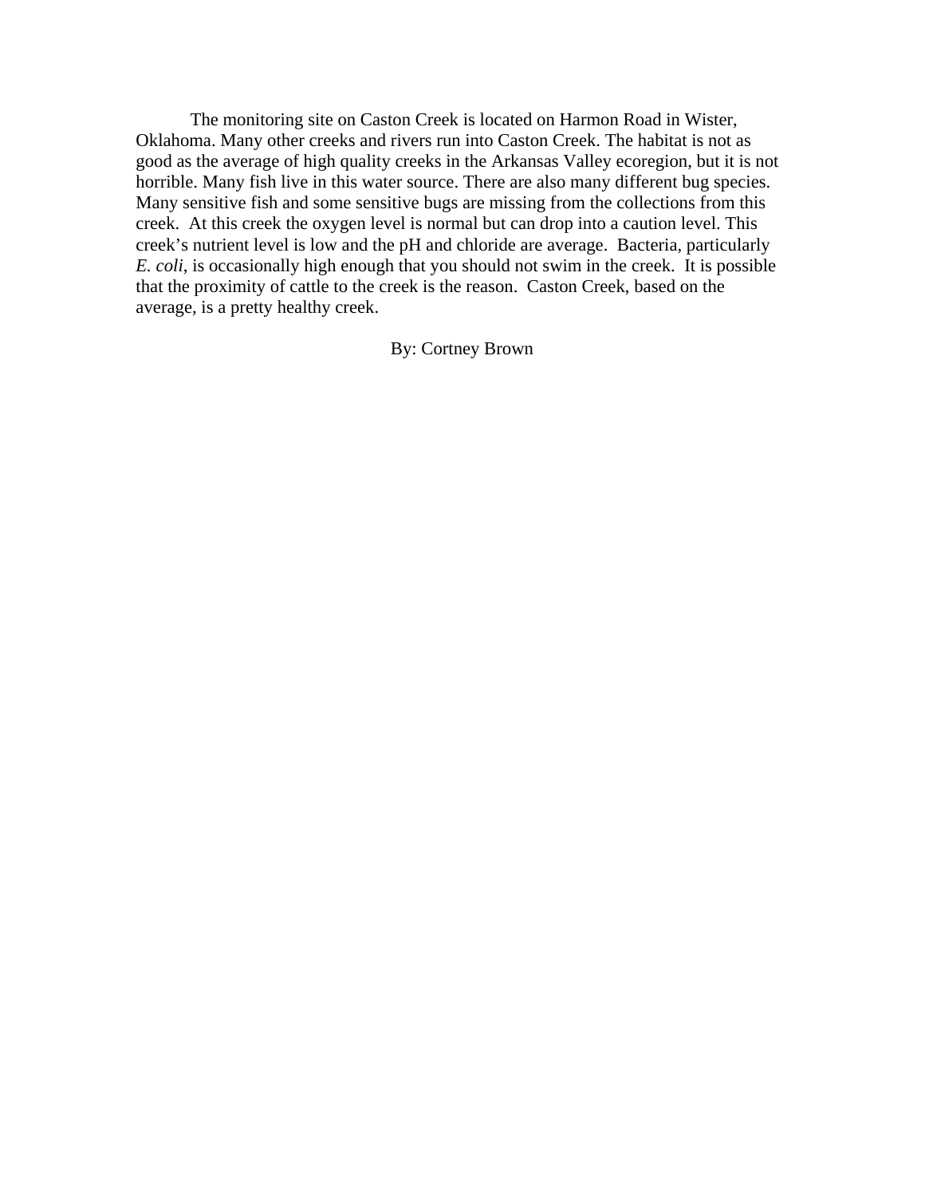The monitoring site on Caston Creek is located on Harmon Road in Wister, Oklahoma. Many other creeks and rivers run into Caston Creek. The habitat is not as good as the average of high quality creeks in the Arkansas Valley ecoregion, but it is not horrible. Many fish live in this water source. There are also many different bug species. Many sensitive fish and some sensitive bugs are missing from the collections from this creek. At this creek the oxygen level is normal but can drop into a caution level. This creek's nutrient level is low and the pH and chloride are average. Bacteria, particularly *E. coli*, is occasionally high enough that you should not swim in the creek. It is possible that the proximity of cattle to the creek is the reason. Caston Creek, based on the average, is a pretty healthy creek.

By: Cortney Brown